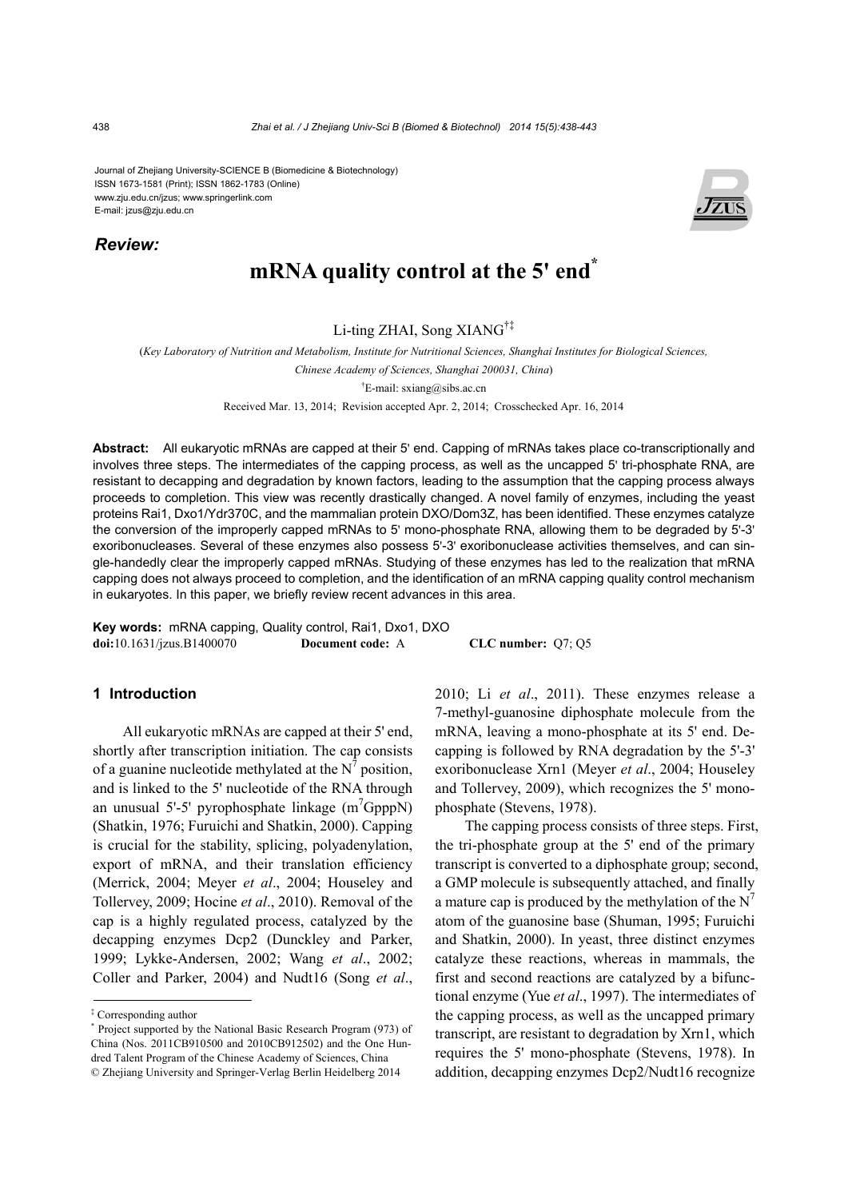Journal of Zhejiang University-SCIENCE B (Biomedicine & Biotechnology)
ISSN 1673-1581 (Print); ISSN 1862-1783 (Online)
www.zju.edu.cn/jzus; www.springerlink.com
E-mail: jzus@zju.edu.cn

***Review:***

# mRNA quality control at the 5' end*

Li-ting ZHAI, Song XIANG[†‡]

(*Key Laboratory of Nutrition and Metabolism, Institute for Nutritional Sciences, Shanghai Institutes for Biological Sciences, Chinese Academy of Sciences, Shanghai 200031, China*)

[†]E-mail: sxiang@sibs.ac.cn

Received Mar. 13, 2014; Revision accepted Apr. 2, 2014; Crosschecked Apr. 16, 2014

**Abstract:** All eukaryotic mRNAs are capped at their 5' end. Capping of mRNAs takes place co-transcriptionally and involves three steps. The intermediates of the capping process, as well as the uncapped 5' tri-phosphate RNA, are resistant to decapping and degradation by known factors, leading to the assumption that the capping process always proceeds to completion. This view was recently drastically changed. A novel family of enzymes, including the yeast proteins Rai1, Dxo1/Ydr370C, and the mammalian protein DXO/Dom3Z, has been identified. These enzymes catalyze the conversion of the improperly capped mRNAs to 5' mono-phosphate RNA, allowing them to be degraded by 5'-3' exoribonucleases. Several of these enzymes also possess 5'-3' exoribonuclease activities themselves, and can single-handedly clear the improperly capped mRNAs. Studying of these enzymes has led to the realization that mRNA capping does not always proceed to completion, and the identification of an mRNA capping quality control mechanism in eukaryotes. In this paper, we briefly review recent advances in this area.

**Key words:** mRNA capping, Quality control, Rai1, Dxo1, DXO
**doi:**10.1631/jzus.B1400070 **Document code:** A **CLC number:** Q7; Q5

## 1 Introduction

All eukaryotic mRNAs are capped at their 5' end, shortly after transcription initiation. The cap consists of a guanine nucleotide methylated at the $N^7$ position, and is linked to the 5' nucleotide of the RNA through an unusual 5'-5' pyrophosphate linkage ($m^7GpppN$) (Shatkin, 1976; Furuichi and Shatkin, 2000). Capping is crucial for the stability, splicing, polyadenylation, export of mRNA, and their translation efficiency (Merrick, 2004; Meyer *et al*., 2004; Houseley and Tollervey, 2009; Hocine *et al*., 2010). Removal of the cap is a highly regulated process, catalyzed by the decapping enzymes Dcp2 (Dunckley and Parker, 1999; Lykke-Andersen, 2002; Wang *et al*., 2002; Coller and Parker, 2004) and Nudt16 (Song *et al*., 2010; Li *et al*., 2011). These enzymes release a 7-methyl-guanosine diphosphate molecule from the mRNA, leaving a mono-phosphate at its 5' end. Decapping is followed by RNA degradation by the 5'-3' exoribonuclease Xrn1 (Meyer *et al*., 2004; Houseley and Tollervey, 2009), which recognizes the 5' monophosphate (Stevens, 1978).

The capping process consists of three steps. First, the tri-phosphate group at the 5' end of the primary transcript is converted to a diphosphate group; second, a GMP molecule is subsequently attached, and finally a mature cap is produced by the methylation of the $N^7$ atom of the guanosine base (Shuman, 1995; Furuichi and Shatkin, 2000). In yeast, three distinct enzymes catalyze these reactions, whereas in mammals, the first and second reactions are catalyzed by a bifunctional enzyme (Yue *et al*., 1997). The intermediates of the capping process, as well as the uncapped primary transcript, are resistant to degradation by Xrn1, which requires the 5' mono-phosphate (Stevens, 1978). In addition, decapping enzymes Dcp2/Nudt16 recognize

---

‡ Corresponding author

\* Project supported by the National Basic Research Program (973) of China (Nos. 2011CB910500 and 2010CB912502) and the One Hundred Talent Program of the Chinese Academy of Sciences, China

© Zhejiang University and Springer-Verlag Berlin Heidelberg 2014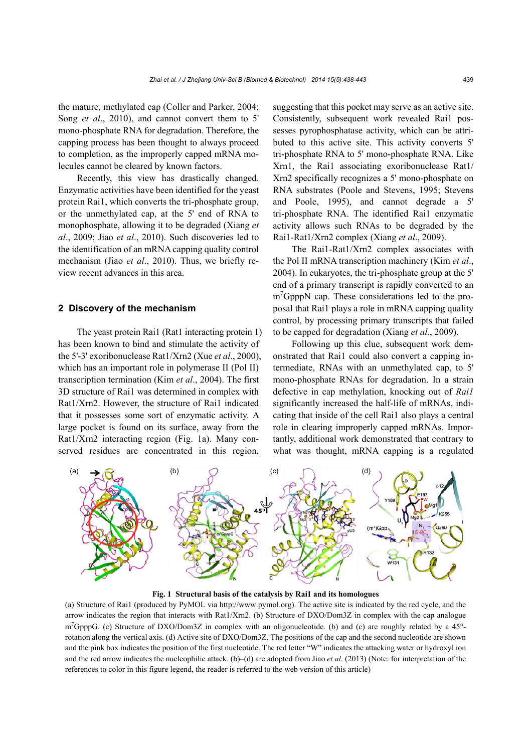the mature, methylated cap (Coller and Parker, 2004; Song *et al*., 2010), and cannot convert them to 5' mono-phosphate RNA for degradation. Therefore, the capping process has been thought to always proceed to completion, as the improperly capped mRNA molecules cannot be cleared by known factors.

Recently, this view has drastically changed. Enzymatic activities have been identified for the yeast protein Rai1, which converts the tri-phosphate group, or the unmethylated cap, at the 5' end of RNA to monophosphate, allowing it to be degraded (Xiang *et al*., 2009; Jiao *et al*., 2010). Such discoveries led to the identification of an mRNA capping quality control mechanism (Jiao *et al*., 2010). Thus, we briefly review recent advances in this area.

## 2 Discovery of the mechanism

The yeast protein Rai1 (Rat1 interacting protein 1) has been known to bind and stimulate the activity of the 5'-3' exoribonuclease Rat1/Xrn2 (Xue *et al*., 2000), which has an important role in polymerase II (Pol II) transcription termination (Kim *et al*., 2004). The first 3D structure of Rai1 was determined in complex with Rat1/Xrn2. However, the structure of Rai1 indicated that it possesses some sort of enzymatic activity. A large pocket is found on its surface, away from the Rat1/Xrn2 interacting region (Fig. 1a). Many conserved residues are concentrated in this region, suggesting that this pocket may serve as an active site. Consistently, subsequent work revealed Rai1 possesses pyrophosphatase activity, which can be attributed to this active site. This activity converts 5' tri-phosphate RNA to 5' mono-phosphate RNA. Like Xrn1, the Rai1 associating exoribonuclease Rat1/Xrn2 specifically recognizes a 5' mono-phosphate on RNA substrates (Poole and Stevens, 1995; Stevens and Poole, 1995), and cannot degrade a 5' tri-phosphate RNA. The identified Rai1 enzymatic activity allows such RNAs to be degraded by the Rai1-Rat1/Xrn2 complex (Xiang *et al*., 2009).

The Rai1-Rat1/Xrn2 complex associates with the Pol II mRNA transcription machinery (Kim *et al*., 2004). In eukaryotes, the tri-phosphate group at the 5' end of a primary transcript is rapidly converted to an $m^7$GpppN cap. These considerations led to the proposal that Rai1 plays a role in mRNA capping quality control, by processing primary transcripts that failed to be capped for degradation (Xiang *et al*., 2009).

Following up this clue, subsequent work demonstrated that Rai1 could also convert a capping intermediate, RNAs with an unmethylated cap, to 5' mono-phosphate RNAs for degradation. In a strain defective in cap methylation, knocking out of *Rai1* significantly increased the half-life of mRNAs, indicating that inside of the cell Rai1 also plays a central role in clearing improperly capped mRNAs. Importantly, additional work demonstrated that contrary to what was thought, mRNA capping is a regulated

**Fig. 1 Structural basis of the catalysis by Rai1 and its homologues**

(a) Structure of Rai1 (produced by PyMOL via http://www.pymol.org). The active site is indicated by the red cycle, and the arrow indicates the region that interacts with Rat1/Xrn2. (b) Structure of DXO/Dom3Z in complex with the cap analogue $m^7$GpppG. (c) Structure of DXO/Dom3Z in complex with an oligonucleotide. (b) and (c) are roughly related by a 45°-rotation along the vertical axis. (d) Active site of DXO/Dom3Z. The positions of the cap and the second nucleotide are shown and the pink box indicates the position of the first nucleotide. The red letter "W" indicates the attacking water or hydroxyl ion and the red arrow indicates the nucleophilic attack. (b)–(d) are adopted from Jiao *et al.* (2013) (Note: for interpretation of the references to color in this figure legend, the reader is referred to the web version of this article)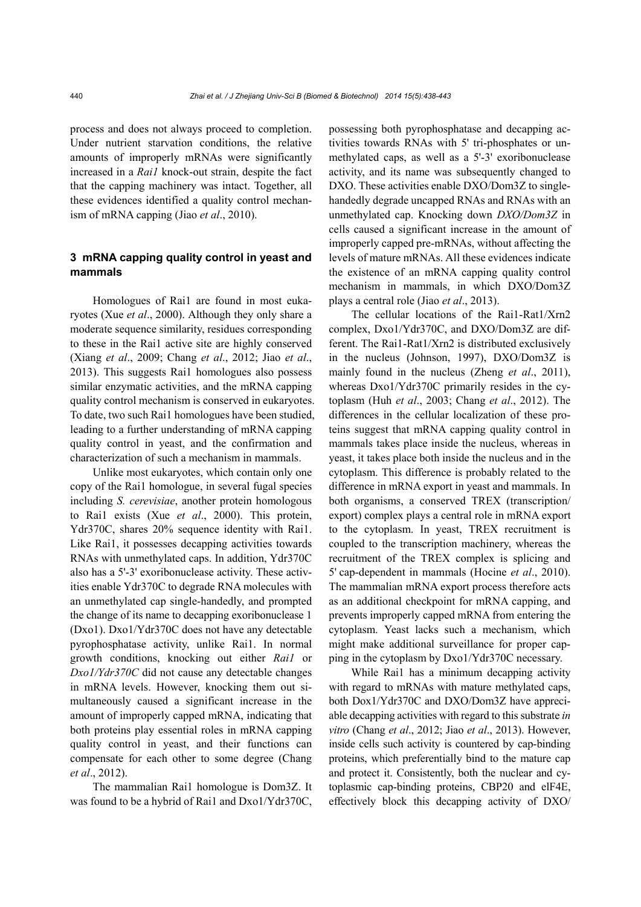process and does not always proceed to completion. Under nutrient starvation conditions, the relative amounts of improperly mRNAs were significantly increased in a *Rai1* knock-out strain, despite the fact that the capping machinery was intact. Together, all these evidences identified a quality control mechanism of mRNA capping (Jiao *et al*., 2010).

## 3 mRNA capping quality control in yeast and mammals

Homologues of Rai1 are found in most eukaryotes (Xue *et al*., 2000). Although they only share a moderate sequence similarity, residues corresponding to these in the Rai1 active site are highly conserved (Xiang *et al*., 2009; Chang *et al*., 2012; Jiao *et al*., 2013). This suggests Rai1 homologues also possess similar enzymatic activities, and the mRNA capping quality control mechanism is conserved in eukaryotes. To date, two such Rai1 homologues have been studied, leading to a further understanding of mRNA capping quality control in yeast, and the confirmation and characterization of such a mechanism in mammals.

Unlike most eukaryotes, which contain only one copy of the Rai1 homologue, in several fugal species including *S. cerevisiae*, another protein homologous to Rai1 exists (Xue *et al*., 2000). This protein, Ydr370C, shares 20% sequence identity with Rai1. Like Rai1, it possesses decapping activities towards RNAs with unmethylated caps. In addition, Ydr370C also has a 5'-3' exoribonuclease activity. These activities enable Ydr370C to degrade RNA molecules with an unmethylated cap single-handedly, and prompted the change of its name to decapping exoribonuclease 1 (Dxo1). Dxo1/Ydr370C does not have any detectable pyrophosphatase activity, unlike Rai1. In normal growth conditions, knocking out either *Rai1* or *Dxo1/Ydr370C* did not cause any detectable changes in mRNA levels. However, knocking them out simultaneously caused a significant increase in the amount of improperly capped mRNA, indicating that both proteins play essential roles in mRNA capping quality control in yeast, and their functions can compensate for each other to some degree (Chang *et al*., 2012).

The mammalian Rai1 homologue is Dom3Z. It was found to be a hybrid of Rai1 and Dxo1/Ydr370C, possessing both pyrophosphatase and decapping activities towards RNAs with 5' tri-phosphates or unmethylated caps, as well as a 5'-3' exoribonuclease activity, and its name was subsequently changed to DXO. These activities enable DXO/Dom3Z to single-handedly degrade uncapped RNAs and RNAs with an unmethylated cap. Knocking down *DXO/Dom3Z* in cells caused a significant increase in the amount of improperly capped pre-mRNAs, without affecting the levels of mature mRNAs. All these evidences indicate the existence of an mRNA capping quality control mechanism in mammals, in which DXO/Dom3Z plays a central role (Jiao *et al*., 2013).

The cellular locations of the Rai1-Rat1/Xrn2 complex, Dxo1/Ydr370C, and DXO/Dom3Z are different. The Rai1-Rat1/Xrn2 is distributed exclusively in the nucleus (Johnson, 1997), DXO/Dom3Z is mainly found in the nucleus (Zheng *et al*., 2011), whereas Dxo1/Ydr370C primarily resides in the cytoplasm (Huh *et al*., 2003; Chang *et al*., 2012). The differences in the cellular localization of these proteins suggest that mRNA capping quality control in mammals takes place inside the nucleus, whereas in yeast, it takes place both inside the nucleus and in the cytoplasm. This difference is probably related to the difference in mRNA export in yeast and mammals. In both organisms, a conserved TREX (transcription/export) complex plays a central role in mRNA export to the cytoplasm. In yeast, TREX recruitment is coupled to the transcription machinery, whereas the recruitment of the TREX complex is splicing and 5' cap-dependent in mammals (Hocine *et al*., 2010). The mammalian mRNA export process therefore acts as an additional checkpoint for mRNA capping, and prevents improperly capped mRNA from entering the cytoplasm. Yeast lacks such a mechanism, which might make additional surveillance for proper capping in the cytoplasm by Dxo1/Ydr370C necessary.

While Rai1 has a minimum decapping activity with regard to mRNAs with mature methylated caps, both Dox1/Ydr370C and DXO/Dom3Z have appreciable decapping activities with regard to this substrate *in vitro* (Chang *et al*., 2012; Jiao *et al*., 2013). However, inside cells such activity is countered by cap-binding proteins, which preferentially bind to the mature cap and protect it. Consistently, both the nuclear and cytoplasmic cap-binding proteins, CBP20 and eIF4E, effectively block this decapping activity of DXO/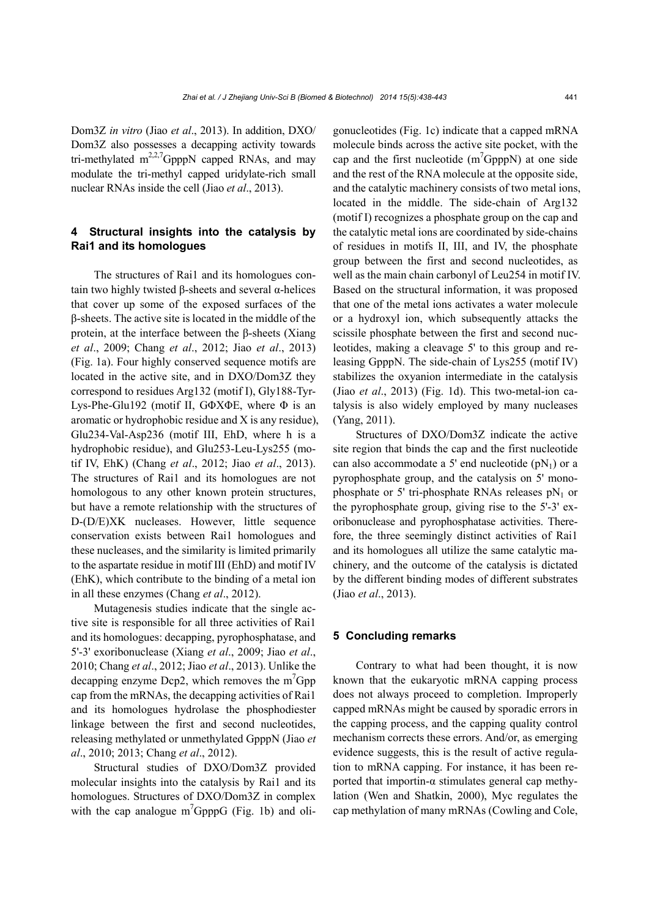Dom3Z *in vitro* (Jiao *et al*., 2013). In addition, DXO/Dom3Z also possesses a decapping activity towards tri-methylated $m^{2,2,7}$GpppN capped RNAs, and may modulate the tri-methyl capped uridylate-rich small nuclear RNAs inside the cell (Jiao *et al*., 2013).

## 4 Structural insights into the catalysis by Rai1 and its homologues

The structures of Rai1 and its homologues contain two highly twisted β-sheets and several α-helices that cover up some of the exposed surfaces of the β-sheets. The active site is located in the middle of the protein, at the interface between the β-sheets (Xiang *et al*., 2009; Chang *et al*., 2012; Jiao *et al*., 2013) (Fig. 1a). Four highly conserved sequence motifs are located in the active site, and in DXO/Dom3Z they correspond to residues Arg132 (motif I), Gly188-Tyr-Lys-Phe-Glu192 (motif II, GΦXΦE, where Φ is an aromatic or hydrophobic residue and X is any residue), Glu234-Val-Asp236 (motif III, EhD, where h is a hydrophobic residue), and Glu253-Leu-Lys255 (motif IV, EhK) (Chang *et al*., 2012; Jiao *et al*., 2013). The structures of Rai1 and its homologues are not homologous to any other known protein structures, but have a remote relationship with the structures of D-(D/E)XK nucleases. However, little sequence conservation exists between Rai1 homologues and these nucleases, and the similarity is limited primarily to the aspartate residue in motif III (EhD) and motif IV (EhK), which contribute to the binding of a metal ion in all these enzymes (Chang *et al*., 2012).

Mutagenesis studies indicate that the single active site is responsible for all three activities of Rai1 and its homologues: decapping, pyrophosphatase, and 5'-3' exoribonuclease (Xiang *et al*., 2009; Jiao *et al*., 2010; Chang *et al*., 2012; Jiao *et al*., 2013). Unlike the decapping enzyme Dcp2, which removes the $m^7$Gpp cap from the mRNAs, the decapping activities of Rai1 and its homologues hydrolase the phosphodiester linkage between the first and second nucleotides, releasing methylated or unmethylated GpppN (Jiao *et al*., 2010; 2013; Chang *et al*., 2012).

Structural studies of DXO/Dom3Z provided molecular insights into the catalysis by Rai1 and its homologues. Structures of DXO/Dom3Z in complex with the cap analogue $m^7$GpppG (Fig. 1b) and oligonucleotides (Fig. 1c) indicate that a capped mRNA molecule binds across the active site pocket, with the cap and the first nucleotide ($m^7$GpppN) at one side and the rest of the RNA molecule at the opposite side, and the catalytic machinery consists of two metal ions, located in the middle. The side-chain of Arg132 (motif I) recognizes a phosphate group on the cap and the catalytic metal ions are coordinated by side-chains of residues in motifs II, III, and IV, the phosphate group between the first and second nucleotides, as well as the main chain carbonyl of Leu254 in motif IV. Based on the structural information, it was proposed that one of the metal ions activates a water molecule or a hydroxyl ion, which subsequently attacks the scissile phosphate between the first and second nucleotides, making a cleavage 5' to this group and releasing GpppN. The side-chain of Lys255 (motif IV) stabilizes the oxyanion intermediate in the catalysis (Jiao *et al*., 2013) (Fig. 1d). This two-metal-ion catalysis is also widely employed by many nucleases (Yang, 2011).

Structures of DXO/Dom3Z indicate the active site region that binds the cap and the first nucleotide can also accommodate a 5' end nucleotide ($pN_1$) or a pyrophosphate group, and the catalysis on 5' monophosphate or 5' tri-phosphate RNAs releases $pN_1$ or the pyrophosphate group, giving rise to the 5'-3' exoribonuclease and pyrophosphatase activities. Therefore, the three seemingly distinct activities of Rai1 and its homologues all utilize the same catalytic machinery, and the outcome of the catalysis is dictated by the different binding modes of different substrates (Jiao *et al*., 2013).

## 5 Concluding remarks

Contrary to what had been thought, it is now known that the eukaryotic mRNA capping process does not always proceed to completion. Improperly capped mRNAs might be caused by sporadic errors in the capping process, and the capping quality control mechanism corrects these errors. And/or, as emerging evidence suggests, this is the result of active regulation to mRNA capping. For instance, it has been reported that importin-α stimulates general cap methylation (Wen and Shatkin, 2000), Myc regulates the cap methylation of many mRNAs (Cowling and Cole,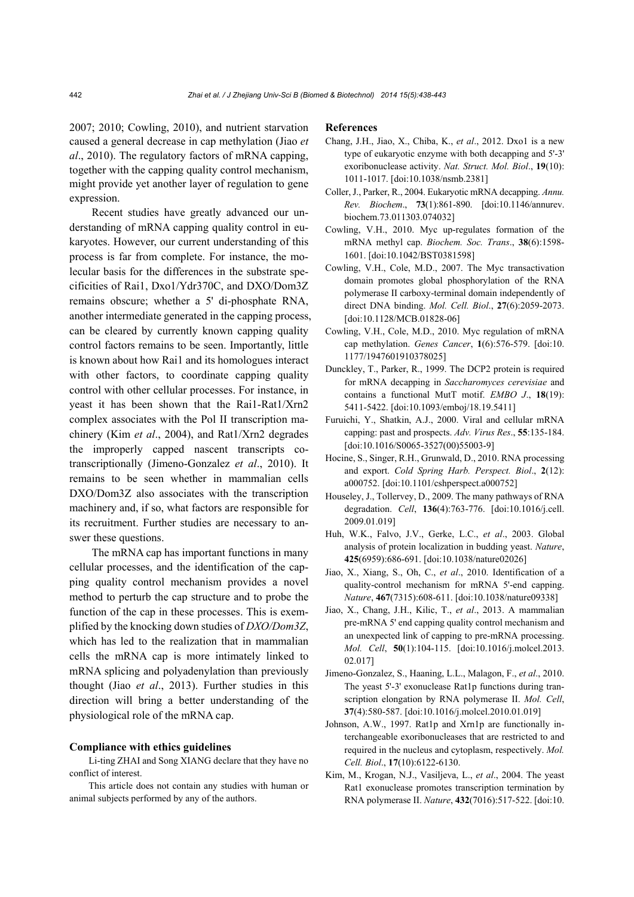2007; 2010; Cowling, 2010), and nutrient starvation caused a general decrease in cap methylation (Jiao *et al*., 2010). The regulatory factors of mRNA capping, together with the capping quality control mechanism, might provide yet another layer of regulation to gene expression.

Recent studies have greatly advanced our understanding of mRNA capping quality control in eukaryotes. However, our current understanding of this process is far from complete. For instance, the molecular basis for the differences in the substrate specificities of Rai1, Dxo1/Ydr370C, and DXO/Dom3Z remains obscure; whether a 5' di-phosphate RNA, another intermediate generated in the capping process, can be cleared by currently known capping quality control factors remains to be seen. Importantly, little is known about how Rai1 and its homologues interact with other factors, to coordinate capping quality control with other cellular processes. For instance, in yeast it has been shown that the Rai1-Rat1/Xrn2 complex associates with the Pol II transcription machinery (Kim *et al*., 2004), and Rat1/Xrn2 degrades the improperly capped nascent transcripts co-transcriptionally (Jimeno-Gonzalez *et al*., 2010). It remains to be seen whether in mammalian cells DXO/Dom3Z also associates with the transcription machinery and, if so, what factors are responsible for its recruitment. Further studies are necessary to answer these questions.

The mRNA cap has important functions in many cellular processes, and the identification of the capping quality control mechanism provides a novel method to perturb the cap structure and to probe the function of the cap in these processes. This is exemplified by the knocking down studies of *DXO/Dom3Z*, which has led to the realization that in mammalian cells the mRNA cap is more intimately linked to mRNA splicing and polyadenylation than previously thought (Jiao *et al*., 2013). Further studies in this direction will bring a better understanding of the physiological role of the mRNA cap.

### Compliance with ethics guidelines

Li-ting ZHAI and Song XIANG declare that they have no conflict of interest.

This article does not contain any studies with human or animal subjects performed by any of the authors.

### References

Chang, J.H., Jiao, X., Chiba, K., *et al*., 2012. Dxo1 is a new type of eukaryotic enzyme with both decapping and 5'-3' exoribonuclease activity. *Nat. Struct. Mol. Biol*., **19**(10): 1011-1017. [doi:10.1038/nsmb.2381]

Coller, J., Parker, R., 2004. Eukaryotic mRNA decapping. *Annu. Rev. Biochem*., **73**(1):861-890. [doi:10.1146/annurev.biochem.73.011303.074032]

Cowling, V.H., 2010. Myc up-regulates formation of the mRNA methyl cap. *Biochem. Soc. Trans*., **38**(6):1598-1601. [doi:10.1042/BST0381598]

Cowling, V.H., Cole, M.D., 2007. The Myc transactivation domain promotes global phosphorylation of the RNA polymerase II carboxy-terminal domain independently of direct DNA binding. *Mol. Cell. Biol*., **27**(6):2059-2073. [doi:10.1128/MCB.01828-06]

Cowling, V.H., Cole, M.D., 2010. Myc regulation of mRNA cap methylation. *Genes Cancer*, **1**(6):576-579. [doi:10.1177/1947601910378025]

Dunckley, T., Parker, R., 1999. The DCP2 protein is required for mRNA decapping in *Saccharomyces cerevisiae* and contains a functional MutT motif. *EMBO J*., **18**(19): 5411-5422. [doi:10.1093/emboj/18.19.5411]

Furuichi, Y., Shatkin, A.J., 2000. Viral and cellular mRNA capping: past and prospects. *Adv. Virus Res*., **55**:135-184. [doi:10.1016/S0065-3527(00)55003-9]

Hocine, S., Singer, R.H., Grunwald, D., 2010. RNA processing and export. *Cold Spring Harb. Perspect. Biol*., **2**(12): a000752. [doi:10.1101/cshperspect.a000752]

Houseley, J., Tollervey, D., 2009. The many pathways of RNA degradation. *Cell*, **136**(4):763-776. [doi:10.1016/j.cell.2009.01.019]

Huh, W.K., Falvo, J.V., Gerke, L.C., *et al*., 2003. Global analysis of protein localization in budding yeast. *Nature*, **425**(6959):686-691. [doi:10.1038/nature02026]

Jiao, X., Xiang, S., Oh, C., *et al*., 2010. Identification of a quality-control mechanism for mRNA 5'-end capping. *Nature*, **467**(7315):608-611. [doi:10.1038/nature09338]

Jiao, X., Chang, J.H., Kilic, T., *et al*., 2013. A mammalian pre-mRNA 5' end capping quality control mechanism and an unexpected link of capping to pre-mRNA processing. *Mol. Cell*, **50**(1):104-115. [doi:10.1016/j.molcel.2013.02.017]

Jimeno-Gonzalez, S., Haaning, L.L., Malagon, F., *et al*., 2010. The yeast 5'-3' exonuclease Rat1p functions during transcription elongation by RNA polymerase II. *Mol. Cell*, **37**(4):580-587. [doi:10.1016/j.molcel.2010.01.019]

Johnson, A.W., 1997. Rat1p and Xrn1p are functionally interchangeable exoribonucleases that are restricted to and required in the nucleus and cytoplasm, respectively. *Mol. Cell. Biol*., **17**(10):6122-6130.

Kim, M., Krogan, N.J., Vasiljeva, L., *et al*., 2004. The yeast Rat1 exonuclease promotes transcription termination by RNA polymerase II. *Nature*, **432**(7016):517-522. [doi:10.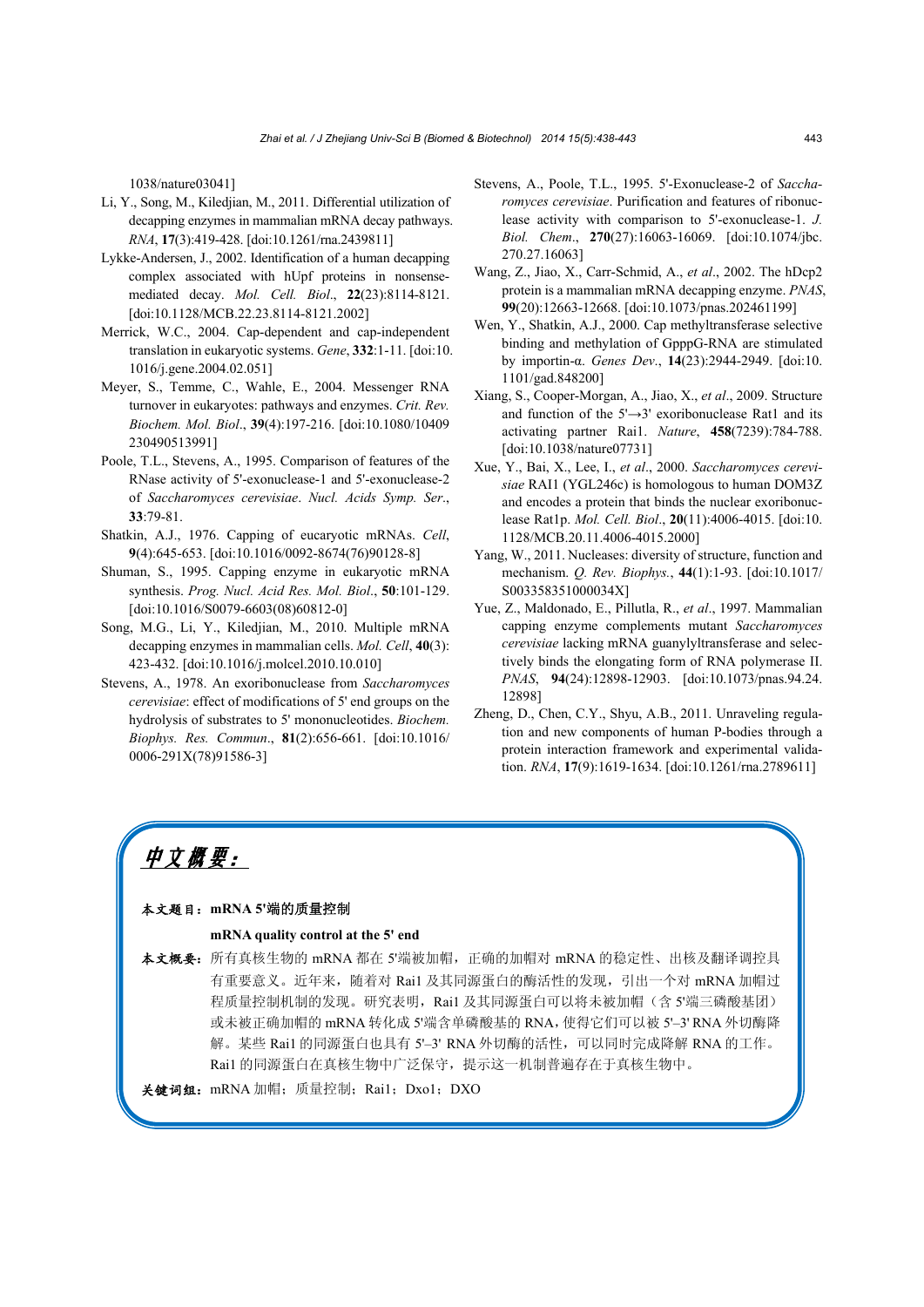1038/nature03041]

Li, Y., Song, M., Kiledjian, M., 2011. Differential utilization of decapping enzymes in mammalian mRNA decay pathways. *RNA*, **17**(3):419-428. [doi:10.1261/rna.2439811]

Lykke-Andersen, J., 2002. Identification of a human decapping complex associated with hUpf proteins in nonsense-mediated decay. *Mol. Cell. Biol*., **22**(23):8114-8121. [doi:10.1128/MCB.22.23.8114-8121.2002]

Merrick, W.C., 2004. Cap-dependent and cap-independent translation in eukaryotic systems. *Gene*, **332**:1-11. [doi:10.1016/j.gene.2004.02.051]

Meyer, S., Temme, C., Wahle, E., 2004. Messenger RNA turnover in eukaryotes: pathways and enzymes. *Crit. Rev. Biochem. Mol. Biol*., **39**(4):197-216. [doi:10.1080/10409230490513991]

Poole, T.L., Stevens, A., 1995. Comparison of features of the RNase activity of 5'-exonuclease-1 and 5'-exonuclease-2 of *Saccharomyces cerevisiae*. *Nucl. Acids Symp. Ser*., **33**:79-81.

Shatkin, A.J., 1976. Capping of eucaryotic mRNAs. *Cell*, **9**(4):645-653. [doi:10.1016/0092-8674(76)90128-8]

Shuman, S., 1995. Capping enzyme in eukaryotic mRNA synthesis. *Prog. Nucl. Acid Res. Mol. Biol*., **50**:101-129. [doi:10.1016/S0079-6603(08)60812-0]

Song, M.G., Li, Y., Kiledjian, M., 2010. Multiple mRNA decapping enzymes in mammalian cells. *Mol. Cell*, **40**(3):423-432. [doi:10.1016/j.molcel.2010.10.010]

Stevens, A., 1978. An exoribonuclease from *Saccharomyces cerevisiae*: effect of modifications of 5' end groups on the hydrolysis of substrates to 5' mononucleotides. *Biochem. Biophys. Res. Commun*., **81**(2):656-661. [doi:10.1016/0006-291X(78)91586-3]

Stevens, A., Poole, T.L., 1995. 5'-Exonuclease-2 of *Saccharomyces cerevisiae*. Purification and features of ribonuclease activity with comparison to 5'-exonuclease-1. *J. Biol. Chem*., **270**(27):16063-16069. [doi:10.1074/jbc.270.27.16063]

Wang, Z., Jiao, X., Carr-Schmid, A., *et al*., 2002. The hDcp2 protein is a mammalian mRNA decapping enzyme. *PNAS*, **99**(20):12663-12668. [doi:10.1073/pnas.202461199]

Wen, Y., Shatkin, A.J., 2000. Cap methyltransferase selective binding and methylation of GpppG-RNA are stimulated by importin-α. *Genes Dev*., **14**(23):2944-2949. [doi:10.1101/gad.848200]

Xiang, S., Cooper-Morgan, A., Jiao, X., *et al*., 2009. Structure and function of the 5'→3' exoribonuclease Rat1 and its activating partner Rai1. *Nature*, **458**(7239):784-788. [doi:10.1038/nature07731]

Xue, Y., Bai, X., Lee, I., *et al*., 2000. *Saccharomyces cerevisiae* RAI1 (YGL246c) is homologous to human DOM3Z and encodes a protein that binds the nuclear exoribonuclease Rat1p. *Mol. Cell. Biol*., **20**(11):4006-4015. [doi:10.1128/MCB.20.11.4006-4015.2000]

Yang, W., 2011. Nucleases: diversity of structure, function and mechanism. *Q. Rev. Biophys*., **44**(1):1-93. [doi:10.1017/S0033583510000338X]

Yue, Z., Maldonado, E., Pillutla, R., *et al*., 1997. Mammalian capping enzyme complements mutant *Saccharomyces cerevisiae* lacking mRNA guanylyltransferase and selectively binds the elongating form of RNA polymerase II. *PNAS*, **94**(24):12898-12903. [doi:10.1073/pnas.94.24.12898]

Zheng, D., Chen, C.Y., Shyu, A.B., 2011. Unraveling regulation and new components of human P-bodies through a protein interaction framework and experimental validation. *RNA*, **17**(9):1619-1634. [doi:10.1261/rna.2789611]

## 中文概要：

**本文题目：** **mRNA 5'端的质量控制**

**mRNA quality control at the 5' end**

**本文概要：** 所有真核生物的 mRNA 都在 5'端被加帽，正确的加帽对 mRNA 的稳定性、出核及翻译调控具有重要意义。近年来，随着对 Rai1 及其同源蛋白的酶活性的发现，引出一个对 mRNA 加帽过程质量控制机制的发现。研究表明，Rai1 及其同源蛋白可以将未被加帽（含 5'端三磷酸基团）或未被正确加帽的 mRNA 转化成 5'端含单磷酸基的 RNA，使得它们可以被 5'–3' RNA 外切酶降解。某些 Rai1 的同源蛋白也具有 5'–3' RNA 外切酶的活性，可以同时完成降解 RNA 的工作。Rai1 的同源蛋白在真核生物中广泛保守，提示这一机制普遍存在于真核生物中。

**关键词组：** mRNA 加帽；质量控制；Rai1；Dxo1；DXO